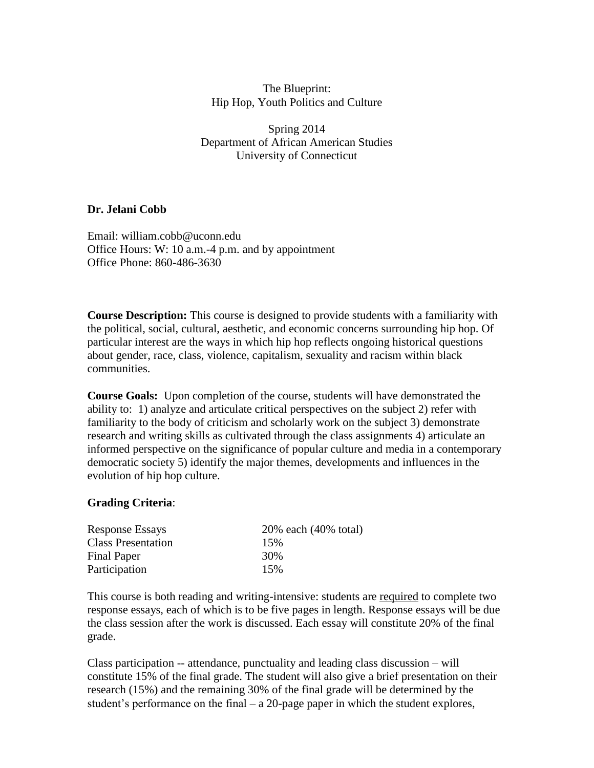# The Blueprint:
# Hip Hop, Youth Politics and Culture

Spring 2014
Department of African American Studies
University of Connecticut

**Dr. Jelani Cobb**

Email: william.cobb@uconn.edu
Office Hours: W: 10 a.m.-4 p.m. and by appointment
Office Phone: 860-486-3630

**Course Description:** This course is designed to provide students with a familiarity with the political, social, cultural, aesthetic, and economic concerns surrounding hip hop. Of particular interest are the ways in which hip hop reflects ongoing historical questions about gender, race, class, violence, capitalism, sexuality and racism within black communities.

**Course Goals:** Upon completion of the course, students will have demonstrated the ability to: 1) analyze and articulate critical perspectives on the subject 2) refer with familiarity to the body of criticism and scholarly work on the subject 3) demonstrate research and writing skills as cultivated through the class assignments 4) articulate an informed perspective on the significance of popular culture and media in a contemporary democratic society 5) identify the major themes, developments and influences in the evolution of hip hop culture.

**Grading Criteria**:

| | |
|---|---|
| Response Essays | 20% each (40% total) |
| Class Presentation | 15% |
| Final Paper | 30% |
| Participation | 15% |

This course is both reading and writing-intensive: students are <u>required</u> to complete two response essays, each of which is to be five pages in length. Response essays will be due the class session after the work is discussed. Each essay will constitute 20% of the final grade.

Class participation -- attendance, punctuality and leading class discussion – will constitute 15% of the final grade. The student will also give a brief presentation on their research (15%) and the remaining 30% of the final grade will be determined by the student's performance on the final – a 20-page paper in which the student explores,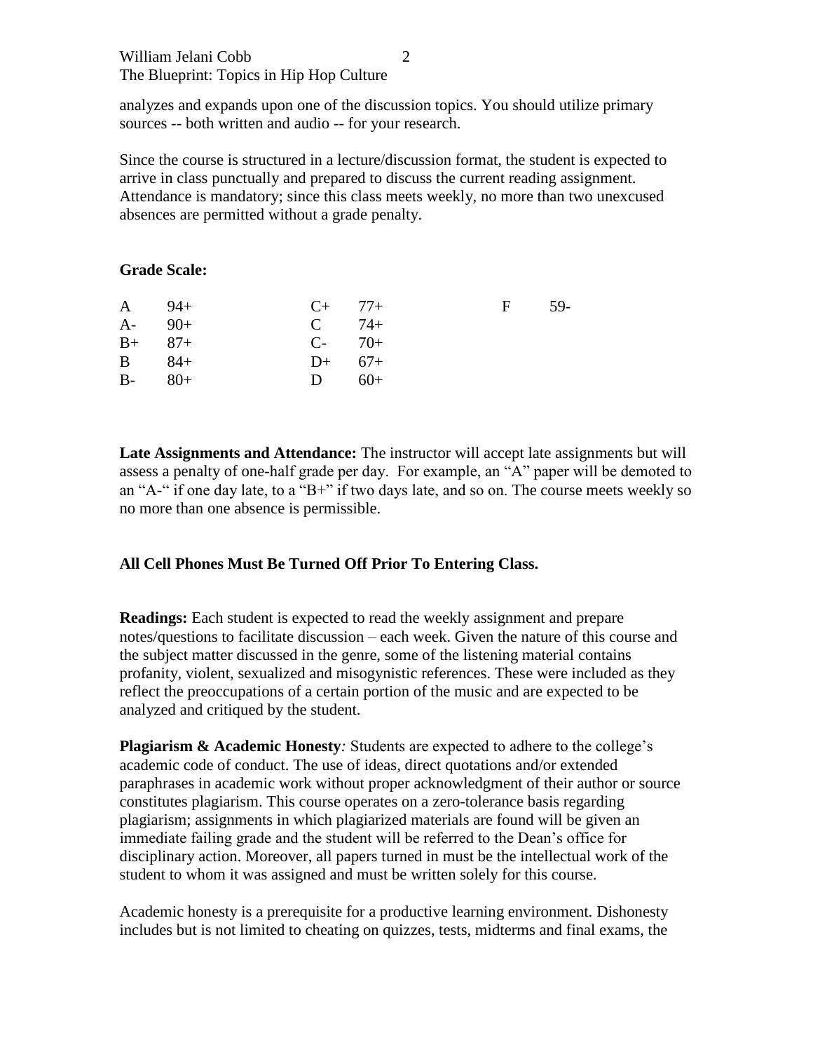analyzes and expands upon one of the discussion topics. You should utilize primary sources -- both written and audio -- for your research.

Since the course is structured in a lecture/discussion format, the student is expected to arrive in class punctually and prepared to discuss the current reading assignment. Attendance is mandatory; since this class meets weekly, no more than two unexcused absences are permitted without a grade penalty.

**Grade Scale:**

| | | | | | |
|---|---|---|---|---|---|
| A | 94+ | C+ | 77+ | F | 59- |
| A- | 90+ | C | 74+ | | |
| B+ | 87+ | C- | 70+ | | |
| B | 84+ | D+ | 67+ | | |
| B- | 80+ | D | 60+ | | |

**Late Assignments and Attendance:** The instructor will accept late assignments but will assess a penalty of one-half grade per day. For example, an "A" paper will be demoted to an "A-" if one day late, to a "B+" if two days late, and so on. The course meets weekly so no more than one absence is permissible.

**All Cell Phones Must Be Turned Off Prior To Entering Class.**

**Readings:** Each student is expected to read the weekly assignment and prepare notes/questions to facilitate discussion – each week. Given the nature of this course and the subject matter discussed in the genre, some of the listening material contains profanity, violent, sexualized and misogynistic references. These were included as they reflect the preoccupations of a certain portion of the music and are expected to be analyzed and critiqued by the student.

**Plagiarism & Academic Honesty***:* Students are expected to adhere to the college's academic code of conduct. The use of ideas, direct quotations and/or extended paraphrases in academic work without proper acknowledgment of their author or source constitutes plagiarism. This course operates on a zero-tolerance basis regarding plagiarism; assignments in which plagiarized materials are found will be given an immediate failing grade and the student will be referred to the Dean's office for disciplinary action. Moreover, all papers turned in must be the intellectual work of the student to whom it was assigned and must be written solely for this course.

Academic honesty is a prerequisite for a productive learning environment. Dishonesty includes but is not limited to cheating on quizzes, tests, midterms and final exams, the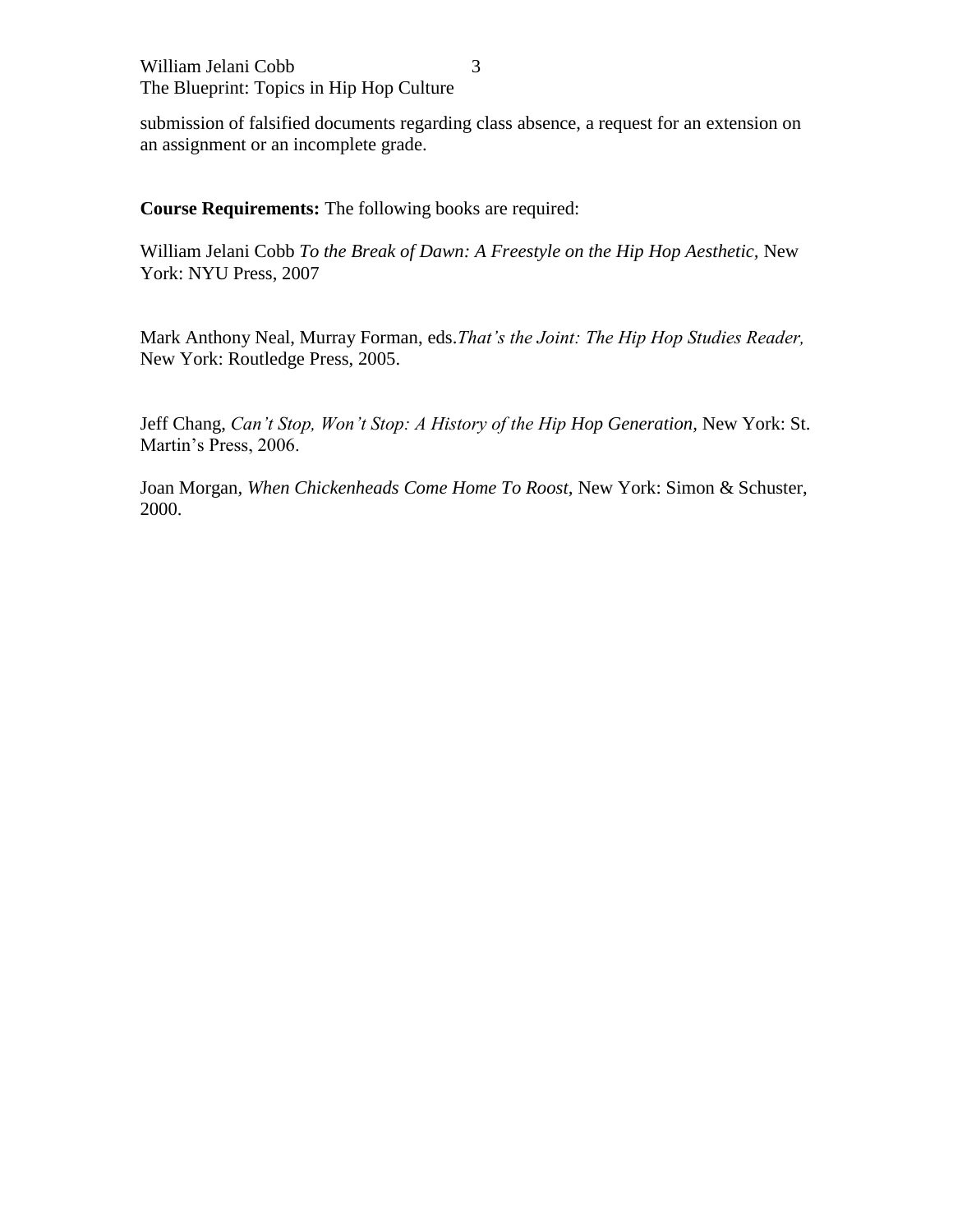submission of falsified documents regarding class absence, a request for an extension on an assignment or an incomplete grade.

**Course Requirements:** The following books are required:

William Jelani Cobb *To the Break of Dawn: A Freestyle on the Hip Hop Aesthetic,* New York: NYU Press, 2007

Mark Anthony Neal, Murray Forman, eds.*That's the Joint: The Hip Hop Studies Reader,* New York: Routledge Press, 2005.

Jeff Chang, *Can't Stop, Won't Stop: A History of the Hip Hop Generation,* New York: St. Martin's Press, 2006.

Joan Morgan, *When Chickenheads Come Home To Roost,* New York: Simon & Schuster, 2000.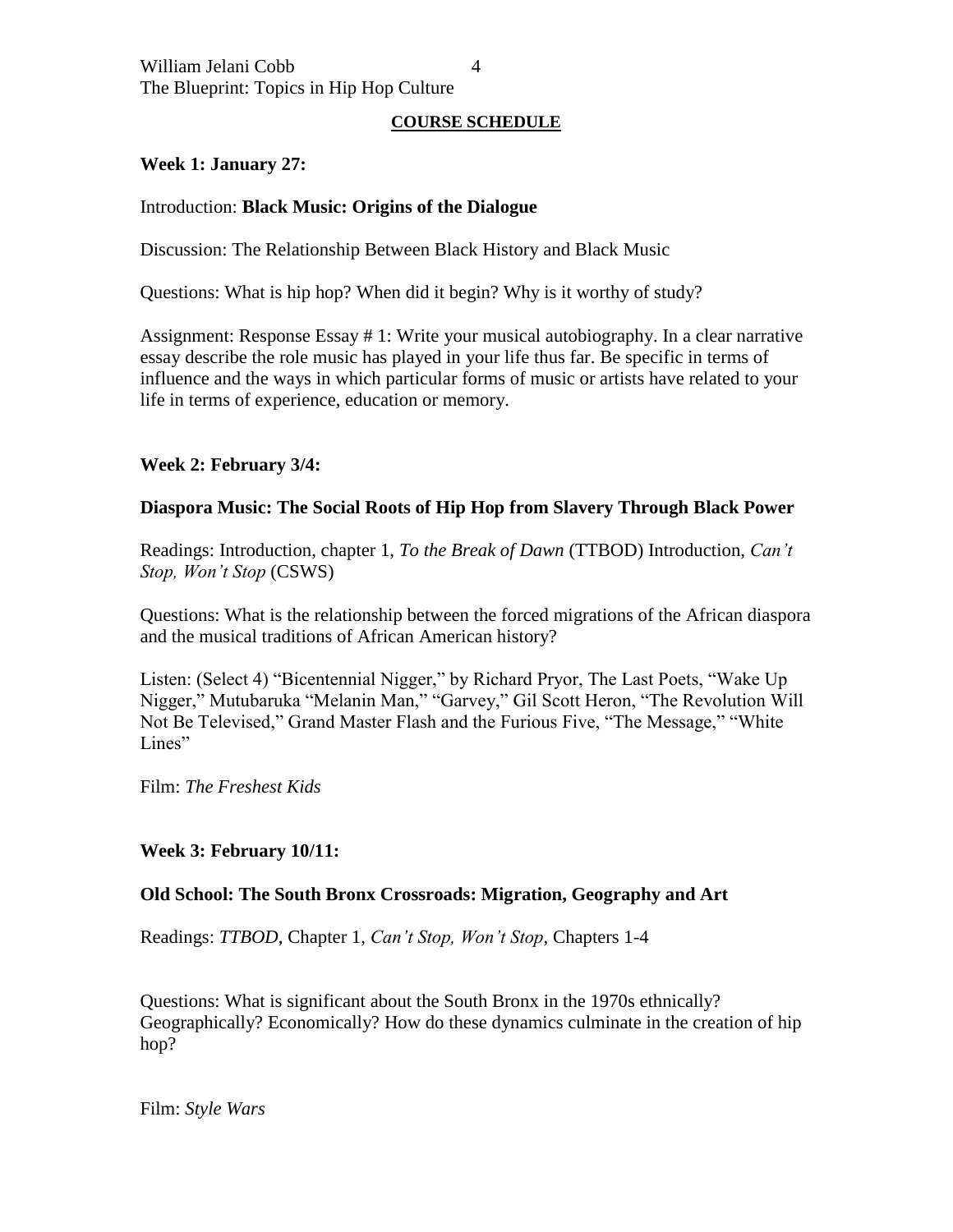## COURSE SCHEDULE

**Week 1: January 27:**

Introduction: **Black Music: Origins of the Dialogue**

Discussion: The Relationship Between Black History and Black Music

Questions: What is hip hop? When did it begin? Why is it worthy of study?

Assignment: Response Essay # 1: Write your musical autobiography. In a clear narrative essay describe the role music has played in your life thus far. Be specific in terms of influence and the ways in which particular forms of music or artists have related to your life in terms of experience, education or memory.

**Week 2: February 3/4:**

**Diaspora Music: The Social Roots of Hip Hop from Slavery Through Black Power**

Readings: Introduction, chapter 1, *To the Break of Dawn* (TTBOD) Introduction, *Can't Stop, Won't Stop* (CSWS)

Questions: What is the relationship between the forced migrations of the African diaspora and the musical traditions of African American history?

Listen: (Select 4) "Bicentennial Nigger," by Richard Pryor, The Last Poets, "Wake Up Nigger," Mutubaruka "Melanin Man," "Garvey," Gil Scott Heron, "The Revolution Will Not Be Televised," Grand Master Flash and the Furious Five, "The Message," "White Lines"

Film: *The Freshest Kids*

**Week 3: February 10/11:**

**Old School: The South Bronx Crossroads: Migration, Geography and Art**

Readings: *TTBOD*, Chapter 1, *Can't Stop, Won't Stop*, Chapters 1-4

Questions: What is significant about the South Bronx in the 1970s ethnically? Geographically? Economically? How do these dynamics culminate in the creation of hip hop?

Film: *Style Wars*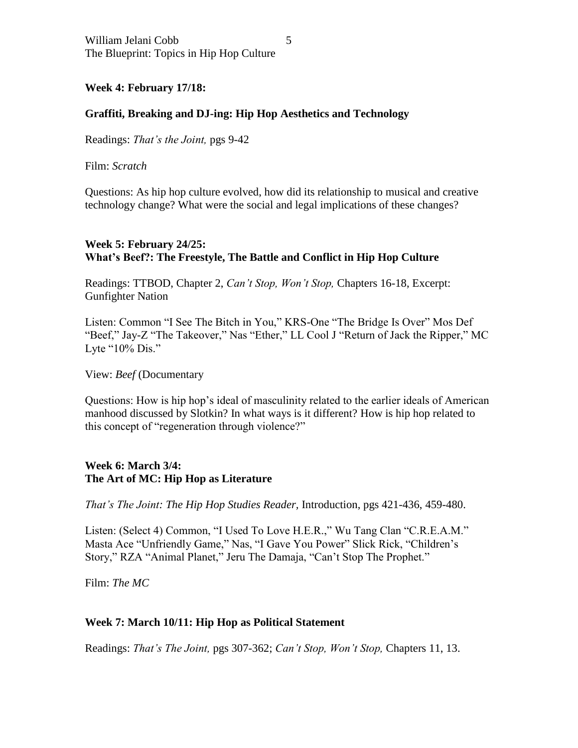**Week 4: February 17/18:**

**Graffiti, Breaking and DJ-ing: Hip Hop Aesthetics and Technology**

Readings: *That's the Joint,* pgs 9-42

Film: *Scratch*

Questions: As hip hop culture evolved, how did its relationship to musical and creative technology change? What were the social and legal implications of these changes?

**Week 5: February 24/25:**
**What's Beef?: The Freestyle, The Battle and Conflict in Hip Hop Culture**

Readings: TTBOD, Chapter 2, *Can't Stop, Won't Stop,* Chapters 16-18, Excerpt: Gunfighter Nation

Listen: Common "I See The Bitch in You," KRS-One "The Bridge Is Over" Mos Def "Beef," Jay-Z "The Takeover," Nas "Ether," LL Cool J "Return of Jack the Ripper," MC Lyte "10% Dis."

View: *Beef* (Documentary

Questions: How is hip hop's ideal of masculinity related to the earlier ideals of American manhood discussed by Slotkin? In what ways is it different? How is hip hop related to this concept of "regeneration through violence?"

**Week 6: March 3/4:**
**The Art of MC: Hip Hop as Literature**

*That's The Joint: The Hip Hop Studies Reader*, Introduction, pgs 421-436, 459-480.

Listen: (Select 4) Common, "I Used To Love H.E.R.," Wu Tang Clan "C.R.E.A.M." Masta Ace "Unfriendly Game," Nas, "I Gave You Power" Slick Rick, "Children's Story," RZA "Animal Planet," Jeru The Damaja, "Can't Stop The Prophet."

Film: *The MC*

**Week 7: March 10/11: Hip Hop as Political Statement**

Readings: *That's The Joint,* pgs 307-362; *Can't Stop, Won't Stop,* Chapters 11, 13.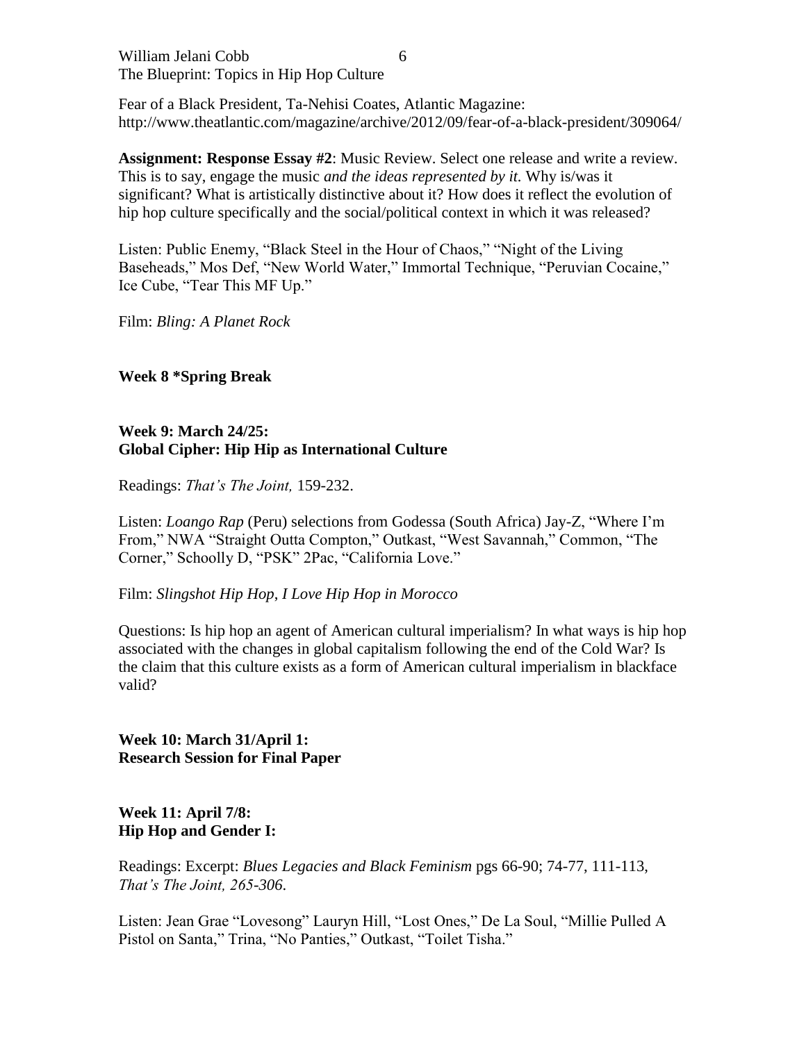Fear of a Black President, Ta-Nehisi Coates, Atlantic Magazine: http://www.theatlantic.com/magazine/archive/2012/09/fear-of-a-black-president/309064/

**Assignment: Response Essay #2**: Music Review. Select one release and write a review. This is to say, engage the music *and the ideas represented by it.* Why is/was it significant? What is artistically distinctive about it? How does it reflect the evolution of hip hop culture specifically and the social/political context in which it was released?

Listen: Public Enemy, "Black Steel in the Hour of Chaos," "Night of the Living Baseheads," Mos Def, "New World Water," Immortal Technique, "Peruvian Cocaine," Ice Cube, "Tear This MF Up."

Film: *Bling: A Planet Rock*

**Week 8 *Spring Break**

**Week 9: March 24/25:**
**Global Cipher: Hip Hip as International Culture**

Readings: *That's The Joint,* 159-232.

Listen: *Loango Rap* (Peru) selections from Godessa (South Africa) Jay-Z, "Where I'm From," NWA "Straight Outta Compton," Outkast, "West Savannah," Common, "The Corner," Schoolly D, "PSK" 2Pac, "California Love."

Film: *Slingshot Hip Hop*, *I Love Hip Hop in Morocco*

Questions: Is hip hop an agent of American cultural imperialism? In what ways is hip hop associated with the changes in global capitalism following the end of the Cold War? Is the claim that this culture exists as a form of American cultural imperialism in blackface valid?

**Week 10: March 31/April 1:**
**Research Session for Final Paper**

**Week 11: April 7/8:**
**Hip Hop and Gender I:**

Readings: Excerpt: *Blues Legacies and Black Feminism* pgs 66-90; 74-77, 111-113, *That's The Joint, 265-306*.

Listen: Jean Grae "Lovesong" Lauryn Hill, "Lost Ones," De La Soul, "Millie Pulled A Pistol on Santa," Trina, "No Panties," Outkast, "Toilet Tisha."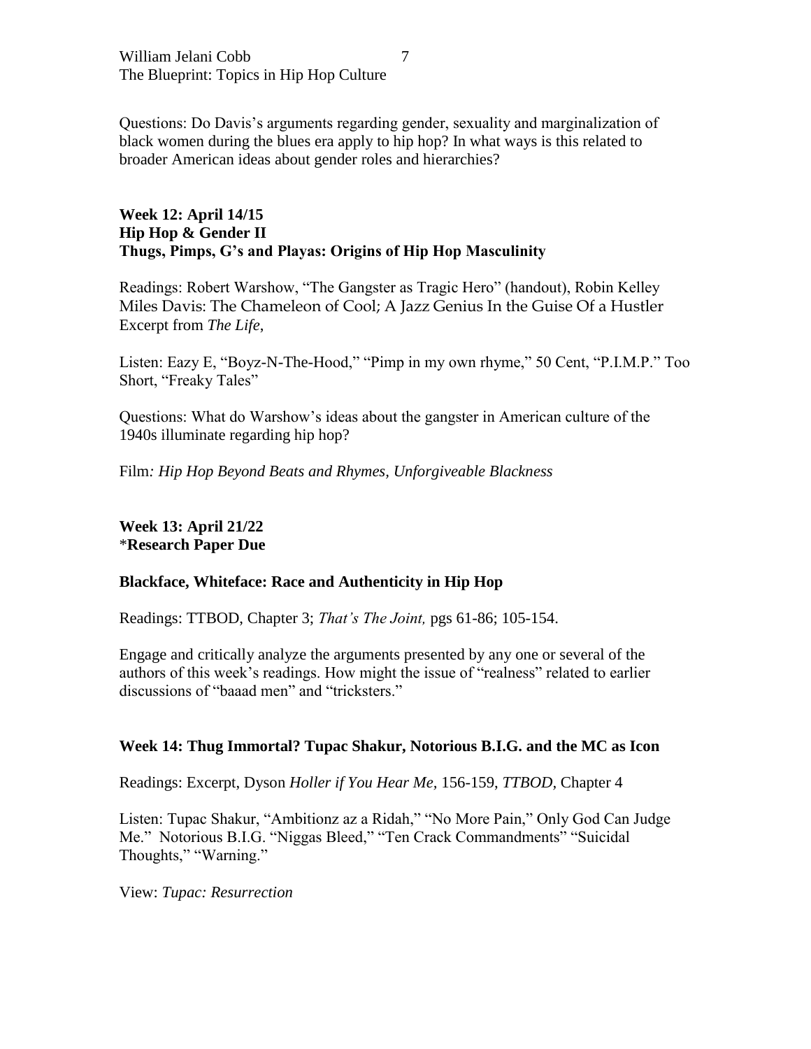Questions: Do Davis's arguments regarding gender, sexuality and marginalization of black women during the blues era apply to hip hop? In what ways is this related to broader American ideas about gender roles and hierarchies?

**Week 12: April 14/15**
**Hip Hop & Gender II**
**Thugs, Pimps, G's and Playas: Origins of Hip Hop Masculinity**

Readings: Robert Warshow, "The Gangster as Tragic Hero" (handout), Robin Kelley Miles Davis: The Chameleon of Cool; A Jazz Genius In the Guise Of a Hustler Excerpt from *The Life,*

Listen: Eazy E, "Boyz-N-The-Hood," "Pimp in my own rhyme," 50 Cent, "P.I.M.P." Too Short, "Freaky Tales"

Questions: What do Warshow's ideas about the gangster in American culture of the 1940s illuminate regarding hip hop?

Film*: Hip Hop Beyond Beats and Rhymes, Unforgiveable Blackness*

**Week 13: April 21/22**
***Research Paper Due**

**Blackface, Whiteface: Race and Authenticity in Hip Hop**

Readings: TTBOD, Chapter 3; *That's The Joint,* pgs 61-86; 105-154.

Engage and critically analyze the arguments presented by any one or several of the authors of this week's readings. How might the issue of "realness" related to earlier discussions of "baaad men" and "tricksters."

**Week 14: Thug Immortal? Tupac Shakur, Notorious B.I.G. and the MC as Icon**

Readings: Excerpt, Dyson *Holler if You Hear Me,* 156-159, *TTBOD,* Chapter 4

Listen: Tupac Shakur, "Ambitionz az a Ridah," "No More Pain," Only God Can Judge Me." Notorious B.I.G. "Niggas Bleed," "Ten Crack Commandments" "Suicidal Thoughts," "Warning."

View: *Tupac: Resurrection*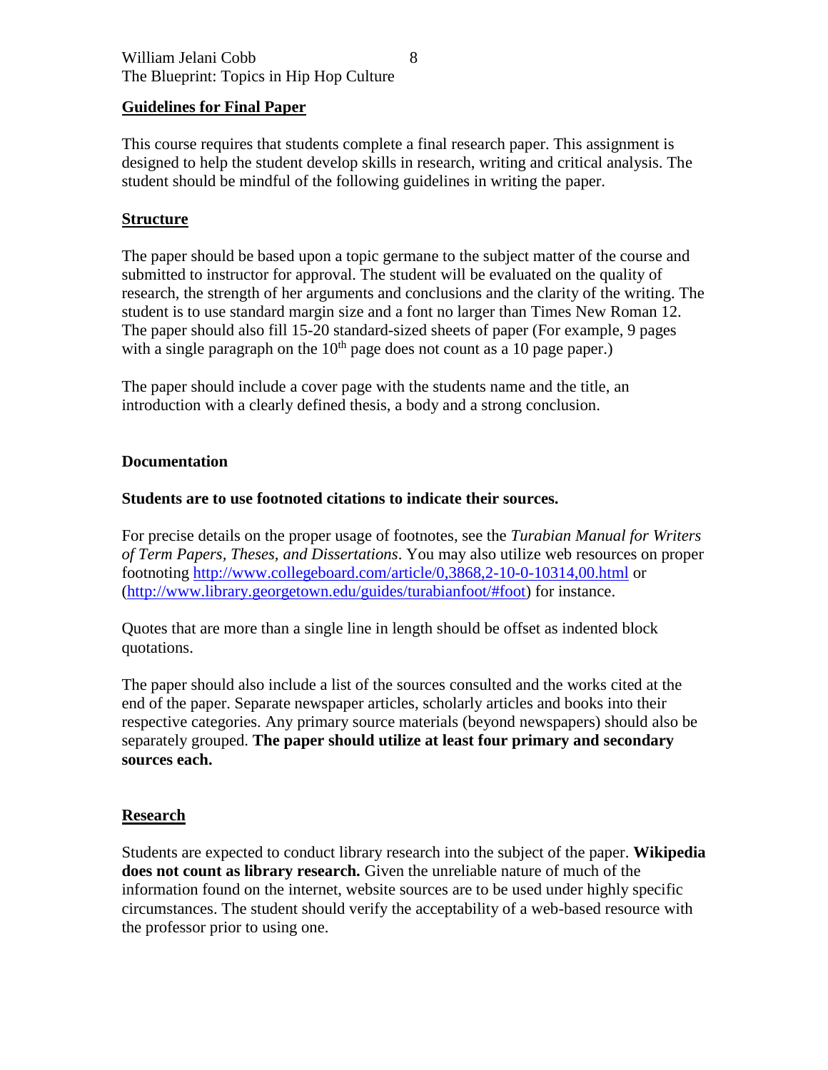## Guidelines for Final Paper

This course requires that students complete a final research paper. This assignment is designed to help the student develop skills in research, writing and critical analysis. The student should be mindful of the following guidelines in writing the paper.

### Structure

The paper should be based upon a topic germane to the subject matter of the course and submitted to instructor for approval. The student will be evaluated on the quality of research, the strength of her arguments and conclusions and the clarity of the writing. The student is to use standard margin size and a font no larger than Times New Roman 12. The paper should also fill 15-20 standard-sized sheets of paper (For example, 9 pages with a single paragraph on the 10th page does not count as a 10 page paper.)

The paper should include a cover page with the students name and the title, an introduction with a clearly defined thesis, a body and a strong conclusion.

### Documentation

**Students are to use footnoted citations to indicate their sources.**

For precise details on the proper usage of footnotes, see the *Turabian Manual for Writers of Term Papers, Theses, and Dissertations*. You may also utilize web resources on proper footnoting http://www.collegeboard.com/article/0,3868,2-10-0-10314,00.html or (http://www.library.georgetown.edu/guides/turabianfoot/#foot) for instance.

Quotes that are more than a single line in length should be offset as indented block quotations.

The paper should also include a list of the sources consulted and the works cited at the end of the paper. Separate newspaper articles, scholarly articles and books into their respective categories. Any primary source materials (beyond newspapers) should also be separately grouped. **The paper should utilize at least four primary and secondary sources each.**

### Research

Students are expected to conduct library research into the subject of the paper. **Wikipedia does not count as library research.** Given the unreliable nature of much of the information found on the internet, website sources are to be used under highly specific circumstances. The student should verify the acceptability of a web-based resource with the professor prior to using one.